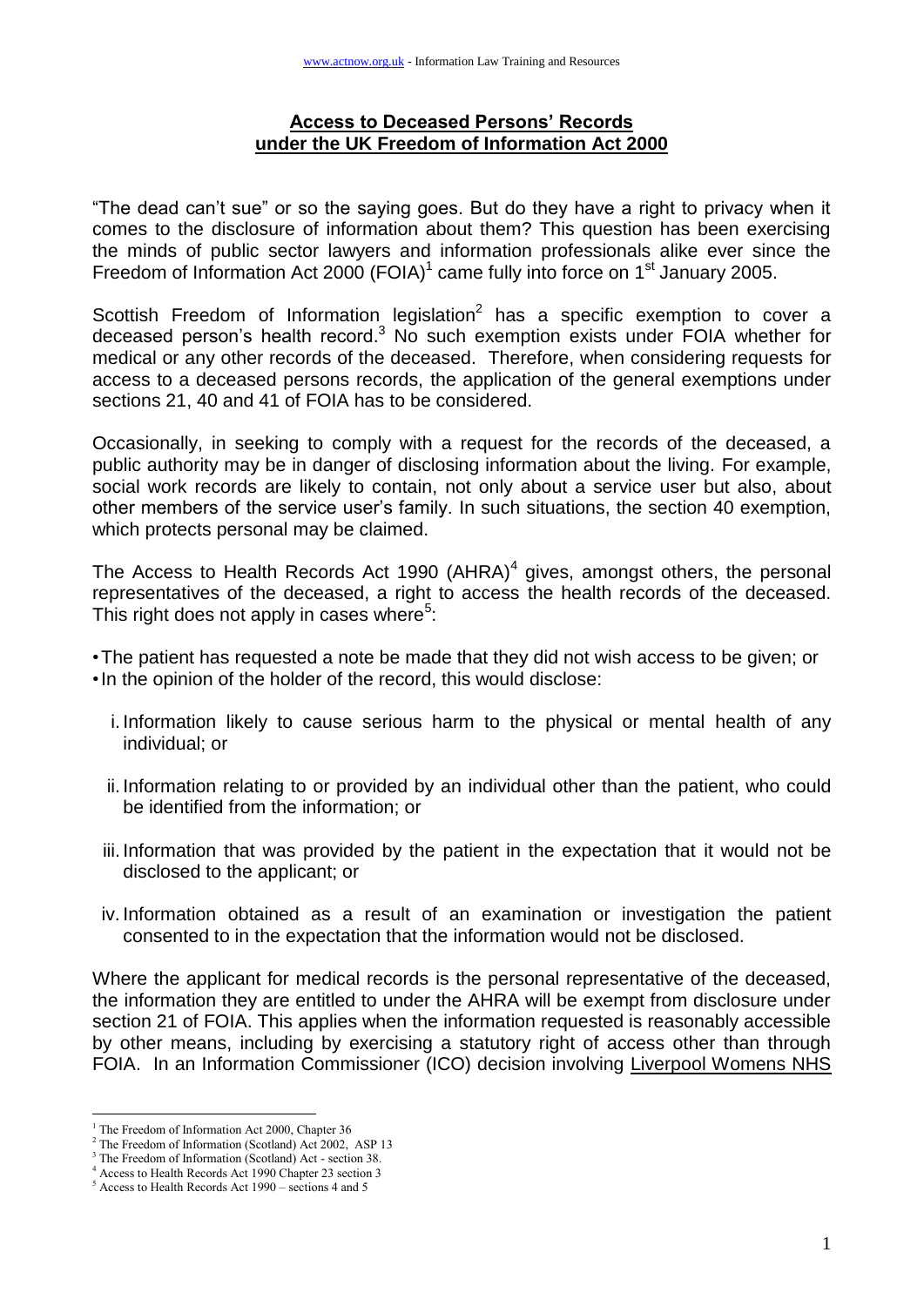# Access to Deceased Persons' Records under the UK Freedom of Information Act 2000

"The dead can't sue" or so the saying goes. But do they have a right to privacy when it comes to the disclosure of information about them? This question has been exercising the minds of public sector lawyers and information professionals alike ever since the Freedom of Information Act 2000 (FOIA)[1] came fully into force on 1st January 2005.

Scottish Freedom of Information legislation[2] has a specific exemption to cover a deceased person's health record.[3] No such exemption exists under FOIA whether for medical or any other records of the deceased. Therefore, when considering requests for access to a deceased persons records, the application of the general exemptions under sections 21, 40 and 41 of FOIA has to be considered.

Occasionally, in seeking to comply with a request for the records of the deceased, a public authority may be in danger of disclosing information about the living. For example, social work records are likely to contain, not only about a service user but also, about other members of the service user's family. In such situations, the section 40 exemption, which protects personal may be claimed.

The Access to Health Records Act 1990 (AHRA)[4] gives, amongst others, the personal representatives of the deceased, a right to access the health records of the deceased. This right does not apply in cases where[5]:

- The patient has requested a note be made that they did not wish access to be given; or
- In the opinion of the holder of the record, this would disclose:
  1. Information likely to cause serious harm to the physical or mental health of any individual; or
  2. Information relating to or provided by an individual other than the patient, who could be identified from the information; or
  3. Information that was provided by the patient in the expectation that it would not be disclosed to the applicant; or
  4. Information obtained as a result of an examination or investigation the patient consented to in the expectation that the information would not be disclosed.

Where the applicant for medical records is the personal representative of the deceased, the information they are entitled to under the AHRA will be exempt from disclosure under section 21 of FOIA. This applies when the information requested is reasonably accessible by other means, including by exercising a statutory right of access other than through FOIA. In an Information Commissioner (ICO) decision involving Liverpool Womens NHS

[1] The Freedom of Information Act 2000, Chapter 36
[2] The Freedom of Information (Scotland) Act 2002, ASP 13
[3] The Freedom of Information (Scotland) Act - section 38.
[4] Access to Health Records Act 1990 Chapter 23 section 3
[5] Access to Health Records Act 1990 – sections 4 and 5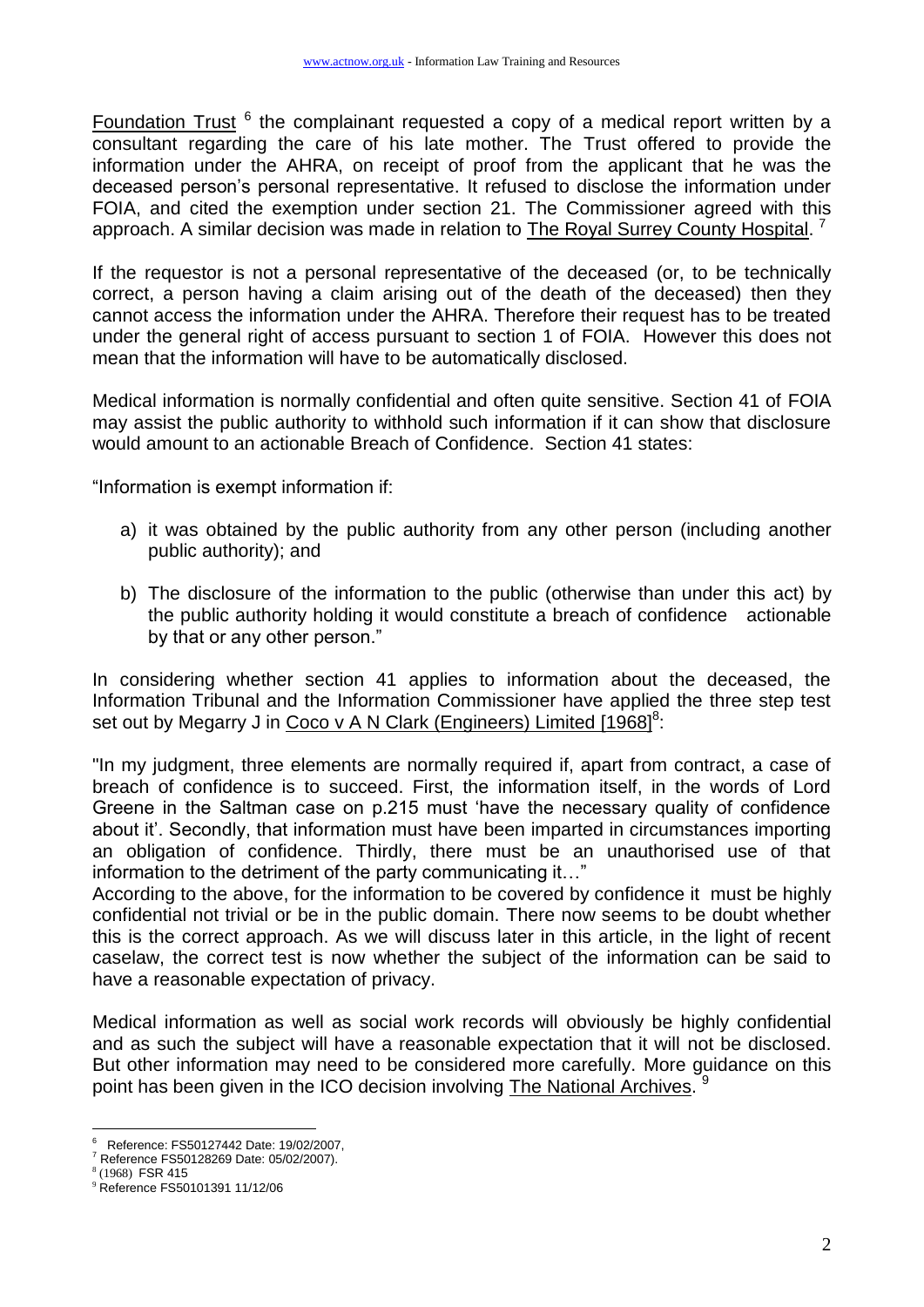Foundation Trust [6] the complainant requested a copy of a medical report written by a consultant regarding the care of his late mother. The Trust offered to provide the information under the AHRA, on receipt of proof from the applicant that he was the deceased person's personal representative. It refused to disclose the information under FOIA, and cited the exemption under section 21. The Commissioner agreed with this approach. A similar decision was made in relation to The Royal Surrey County Hospital. [7]

If the requestor is not a personal representative of the deceased (or, to be technically correct, a person having a claim arising out of the death of the deceased) then they cannot access the information under the AHRA. Therefore their request has to be treated under the general right of access pursuant to section 1 of FOIA. However this does not mean that the information will have to be automatically disclosed.

Medical information is normally confidential and often quite sensitive. Section 41 of FOIA may assist the public authority to withhold such information if it can show that disclosure would amount to an actionable Breach of Confidence. Section 41 states:

"Information is exempt information if:

a) it was obtained by the public authority from any other person (including another public authority); and

b) The disclosure of the information to the public (otherwise than under this act) by the public authority holding it would constitute a breach of confidence actionable by that or any other person."

In considering whether section 41 applies to information about the deceased, the Information Tribunal and the Information Commissioner have applied the three step test set out by Megarry J in Coco v A N Clark (Engineers) Limited [1968][8]:

"In my judgment, three elements are normally required if, apart from contract, a case of breach of confidence is to succeed. First, the information itself, in the words of Lord Greene in the Saltman case on p.215 must 'have the necessary quality of confidence about it'. Secondly, that information must have been imparted in circumstances importing an obligation of confidence. Thirdly, there must be an unauthorised use of that information to the detriment of the party communicating it…"

According to the above, for the information to be covered by confidence it must be highly confidential not trivial or be in the public domain. There now seems to be doubt whether this is the correct approach. As we will discuss later in this article, in the light of recent caselaw, the correct test is now whether the subject of the information can be said to have a reasonable expectation of privacy.

Medical information as well as social work records will obviously be highly confidential and as such the subject will have a reasonable expectation that it will not be disclosed. But other information may need to be considered more carefully. More guidance on this point has been given in the ICO decision involving The National Archives. [9]

---

[6] Reference: FS50127442 Date: 19/02/2007,

[7] Reference FS50128269 Date: 05/02/2007).

[8] (1968) FSR 415

[9] Reference FS50101391 11/12/06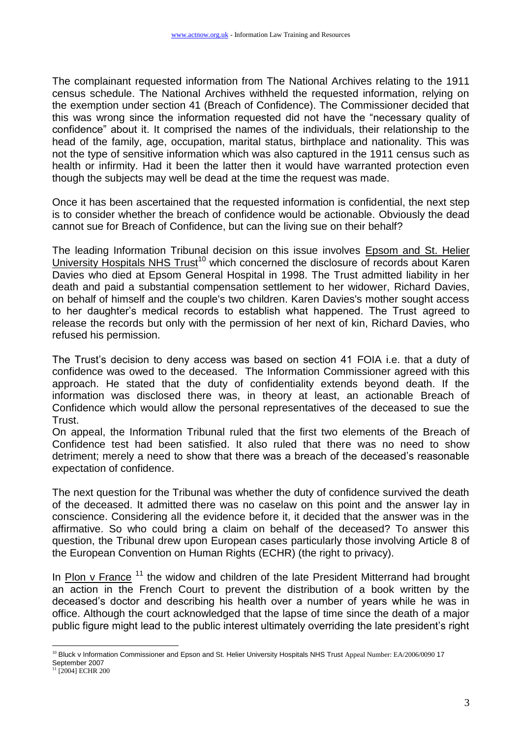The complainant requested information from The National Archives relating to the 1911 census schedule. The National Archives withheld the requested information, relying on the exemption under section 41 (Breach of Confidence). The Commissioner decided that this was wrong since the information requested did not have the "necessary quality of confidence" about it. It comprised the names of the individuals, their relationship to the head of the family, age, occupation, marital status, birthplace and nationality. This was not the type of sensitive information which was also captured in the 1911 census such as health or infirmity. Had it been the latter then it would have warranted protection even though the subjects may well be dead at the time the request was made.

Once it has been ascertained that the requested information is confidential, the next step is to consider whether the breach of confidence would be actionable. Obviously the dead cannot sue for Breach of Confidence, but can the living sue on their behalf?

The leading Information Tribunal decision on this issue involves Epsom and St. Helier University Hospitals NHS Trust[10] which concerned the disclosure of records about Karen Davies who died at Epsom General Hospital in 1998. The Trust admitted liability in her death and paid a substantial compensation settlement to her widower, Richard Davies, on behalf of himself and the couple's two children. Karen Davies's mother sought access to her daughter's medical records to establish what happened. The Trust agreed to release the records but only with the permission of her next of kin, Richard Davies, who refused his permission.

The Trust's decision to deny access was based on section 41 FOIA i.e. that a duty of confidence was owed to the deceased. The Information Commissioner agreed with this approach. He stated that the duty of confidentiality extends beyond death. If the information was disclosed there was, in theory at least, an actionable Breach of Confidence which would allow the personal representatives of the deceased to sue the Trust.

On appeal, the Information Tribunal ruled that the first two elements of the Breach of Confidence test had been satisfied. It also ruled that there was no need to show detriment; merely a need to show that there was a breach of the deceased's reasonable expectation of confidence.

The next question for the Tribunal was whether the duty of confidence survived the death of the deceased. It admitted there was no caselaw on this point and the answer lay in conscience. Considering all the evidence before it, it decided that the answer was in the affirmative. So who could bring a claim on behalf of the deceased? To answer this question, the Tribunal drew upon European cases particularly those involving Article 8 of the European Convention on Human Rights (ECHR) (the right to privacy).

In Plon v France [11] the widow and children of the late President Mitterrand had brought an action in the French Court to prevent the distribution of a book written by the deceased's doctor and describing his health over a number of years while he was in office. Although the court acknowledged that the lapse of time since the death of a major public figure might lead to the public interest ultimately overriding the late president's right

---

[10] Bluck v Information Commissioner and Epson and St. Helier University Hospitals NHS Trust Appeal Number: EA/2006/0090 17 September 2007

[11] [2004] ECHR 200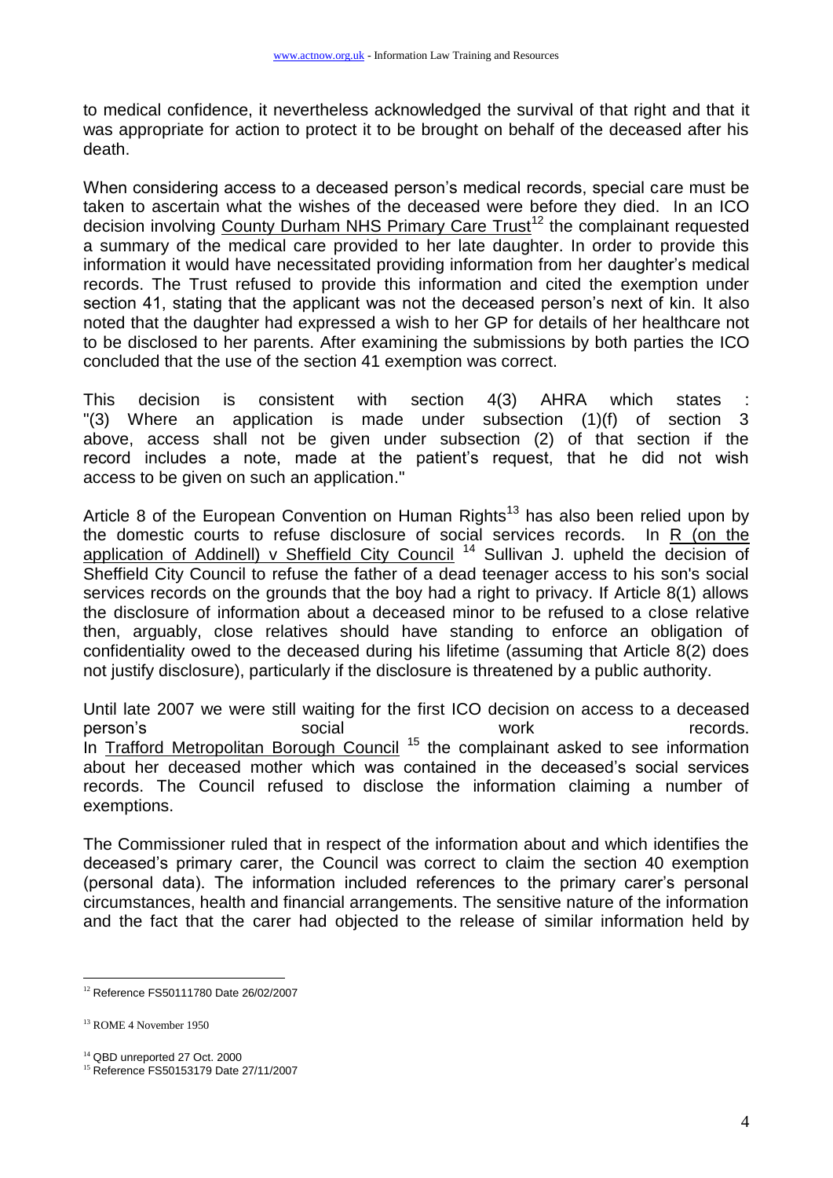to medical confidence, it nevertheless acknowledged the survival of that right and that it was appropriate for action to protect it to be brought on behalf of the deceased after his death.

When considering access to a deceased person's medical records, special care must be taken to ascertain what the wishes of the deceased were before they died. In an ICO decision involving County Durham NHS Primary Care Trust[12] the complainant requested a summary of the medical care provided to her late daughter. In order to provide this information it would have necessitated providing information from her daughter's medical records. The Trust refused to provide this information and cited the exemption under section 41, stating that the applicant was not the deceased person's next of kin. It also noted that the daughter had expressed a wish to her GP for details of her healthcare not to be disclosed to her parents. After examining the submissions by both parties the ICO concluded that the use of the section 41 exemption was correct.

This decision is consistent with section 4(3) AHRA which states : "(3) Where an application is made under subsection (1)(f) of section 3 above, access shall not be given under subsection (2) of that section if the record includes a note, made at the patient's request, that he did not wish access to be given on such an application."

Article 8 of the European Convention on Human Rights[13] has also been relied upon by the domestic courts to refuse disclosure of social services records. In R (on the application of Addinell) v Sheffield City Council [14] Sullivan J. upheld the decision of Sheffield City Council to refuse the father of a dead teenager access to his son's social services records on the grounds that the boy had a right to privacy. If Article 8(1) allows the disclosure of information about a deceased minor to be refused to a close relative then, arguably, close relatives should have standing to enforce an obligation of confidentiality owed to the deceased during his lifetime (assuming that Article 8(2) does not justify disclosure), particularly if the disclosure is threatened by a public authority.

Until late 2007 we were still waiting for the first ICO decision on access to a deceased person's social work records.
In Trafford Metropolitan Borough Council [15] the complainant asked to see information about her deceased mother which was contained in the deceased's social services records. The Council refused to disclose the information claiming a number of exemptions.

The Commissioner ruled that in respect of the information about and which identifies the deceased's primary carer, the Council was correct to claim the section 40 exemption (personal data). The information included references to the primary carer's personal circumstances, health and financial arrangements. The sensitive nature of the information and the fact that the carer had objected to the release of similar information held by

---

[12] Reference FS50111780 Date 26/02/2007

[13] ROME 4 November 1950

[14] QBD unreported 27 Oct. 2000

[15] Reference FS50153179 Date 27/11/2007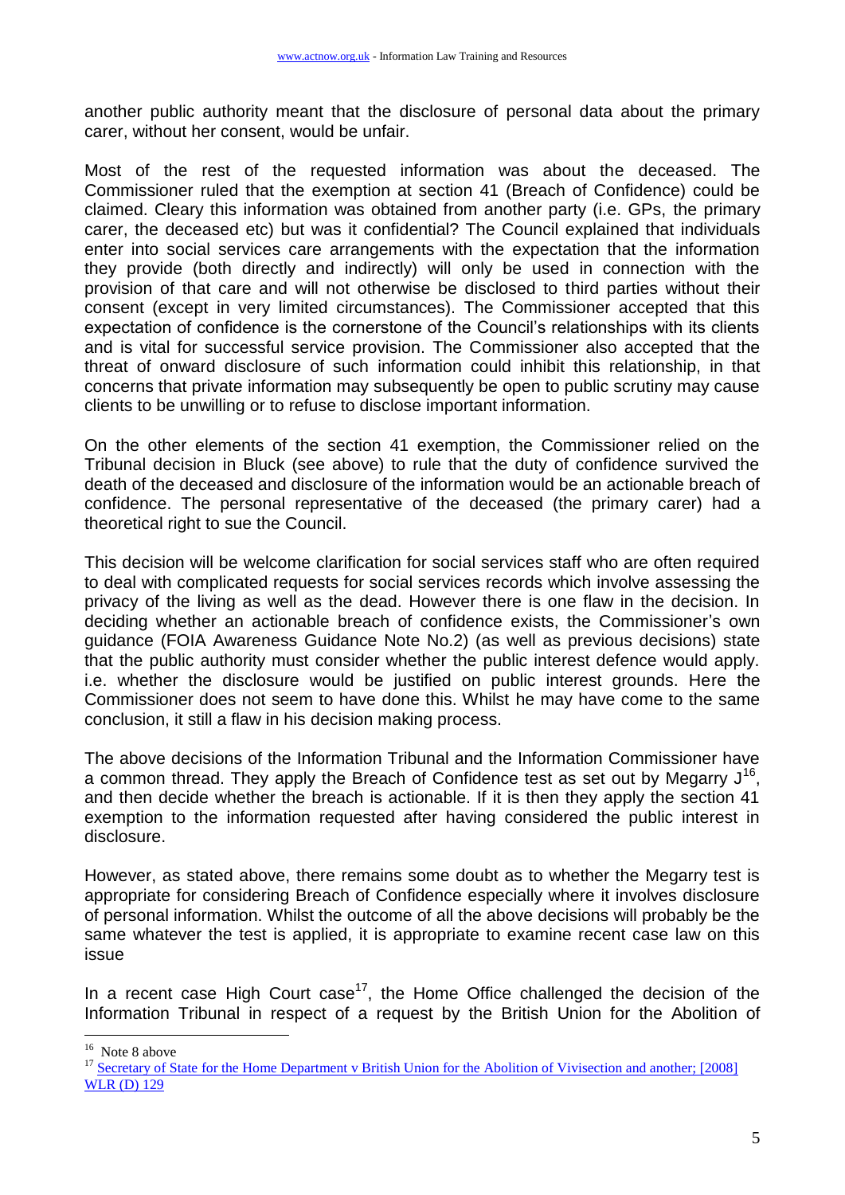another public authority meant that the disclosure of personal data about the primary carer, without her consent, would be unfair.

Most of the rest of the requested information was about the deceased. The Commissioner ruled that the exemption at section 41 (Breach of Confidence) could be claimed. Cleary this information was obtained from another party (i.e. GPs, the primary carer, the deceased etc) but was it confidential? The Council explained that individuals enter into social services care arrangements with the expectation that the information they provide (both directly and indirectly) will only be used in connection with the provision of that care and will not otherwise be disclosed to third parties without their consent (except in very limited circumstances). The Commissioner accepted that this expectation of confidence is the cornerstone of the Council's relationships with its clients and is vital for successful service provision. The Commissioner also accepted that the threat of onward disclosure of such information could inhibit this relationship, in that concerns that private information may subsequently be open to public scrutiny may cause clients to be unwilling or to refuse to disclose important information.

On the other elements of the section 41 exemption, the Commissioner relied on the Tribunal decision in Bluck (see above) to rule that the duty of confidence survived the death of the deceased and disclosure of the information would be an actionable breach of confidence. The personal representative of the deceased (the primary carer) had a theoretical right to sue the Council.

This decision will be welcome clarification for social services staff who are often required to deal with complicated requests for social services records which involve assessing the privacy of the living as well as the dead. However there is one flaw in the decision. In deciding whether an actionable breach of confidence exists, the Commissioner's own guidance (FOIA Awareness Guidance Note No.2) (as well as previous decisions) state that the public authority must consider whether the public interest defence would apply. i.e. whether the disclosure would be justified on public interest grounds. Here the Commissioner does not seem to have done this. Whilst he may have come to the same conclusion, it still a flaw in his decision making process.

The above decisions of the Information Tribunal and the Information Commissioner have a common thread. They apply the Breach of Confidence test as set out by Megarry J[16], and then decide whether the breach is actionable. If it is then they apply the section 41 exemption to the information requested after having considered the public interest in disclosure.

However, as stated above, there remains some doubt as to whether the Megarry test is appropriate for considering Breach of Confidence especially where it involves disclosure of personal information. Whilst the outcome of all the above decisions will probably be the same whatever the test is applied, it is appropriate to examine recent case law on this issue

In a recent case High Court case[17], the Home Office challenged the decision of the Information Tribunal in respect of a request by the British Union for the Abolition of

---

[16] Note 8 above

[17] Secretary of State for the Home Department v British Union for the Abolition of Vivisection and another; [2008] WLR (D) 129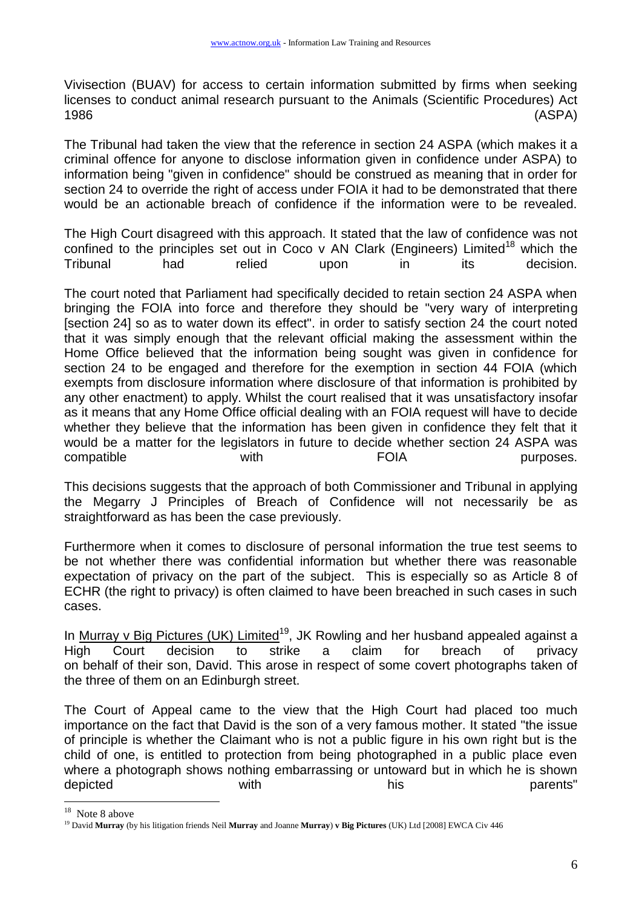Vivisection (BUAV) for access to certain information submitted by firms when seeking licenses to conduct animal research pursuant to the Animals (Scientific Procedures) Act 1986 (ASPA)

The Tribunal had taken the view that the reference in section 24 ASPA (which makes it a criminal offence for anyone to disclose information given in confidence under ASPA) to information being "given in confidence" should be construed as meaning that in order for section 24 to override the right of access under FOIA it had to be demonstrated that there would be an actionable breach of confidence if the information were to be revealed.

The High Court disagreed with this approach. It stated that the law of confidence was not confined to the principles set out in Coco v AN Clark (Engineers) Limited[18] which the Tribunal had relied upon in its decision.

The court noted that Parliament had specifically decided to retain section 24 ASPA when bringing the FOIA into force and therefore they should be "very wary of interpreting [section 24] so as to water down its effect". in order to satisfy section 24 the court noted that it was simply enough that the relevant official making the assessment within the Home Office believed that the information being sought was given in confidence for section 24 to be engaged and therefore for the exemption in section 44 FOIA (which exempts from disclosure information where disclosure of that information is prohibited by any other enactment) to apply. Whilst the court realised that it was unsatisfactory insofar as it means that any Home Office official dealing with an FOIA request will have to decide whether they believe that the information has been given in confidence they felt that it would be a matter for the legislators in future to decide whether section 24 ASPA was compatible with FOIA purposes.

This decisions suggests that the approach of both Commissioner and Tribunal in applying the Megarry J Principles of Breach of Confidence will not necessarily be as straightforward as has been the case previously.

Furthermore when it comes to disclosure of personal information the true test seems to be not whether there was confidential information but whether there was reasonable expectation of privacy on the part of the subject. This is especially so as Article 8 of ECHR (the right to privacy) is often claimed to have been breached in such cases in such cases.

In Murray v Big Pictures (UK) Limited[19], JK Rowling and her husband appealed against a High Court decision to strike a claim for breach of privacy on behalf of their son, David. This arose in respect of some covert photographs taken of the three of them on an Edinburgh street.

The Court of Appeal came to the view that the High Court had placed too much importance on the fact that David is the son of a very famous mother. It stated "the issue of principle is whether the Claimant who is not a public figure in his own right but is the child of one, is entitled to protection from being photographed in a public place even where a photograph shows nothing embarrassing or untoward but in which he is shown depicted with his parents"

---

[18] Note 8 above

[19] David **Murray** (by his litigation friends Neil **Murray** and Joanne **Murray**) **v Big Pictures** (UK) Ltd [2008] EWCA Civ 446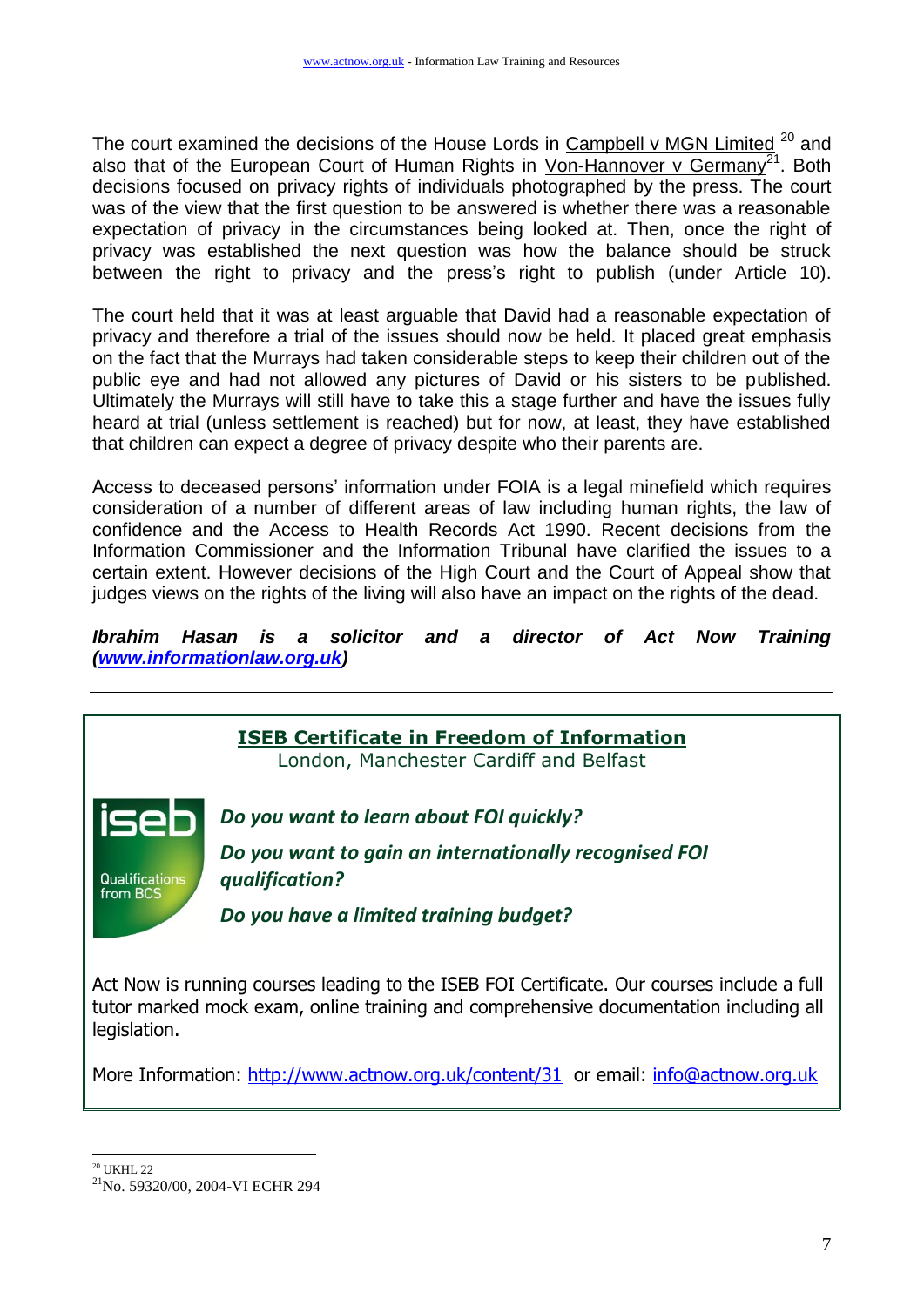The court examined the decisions of the House Lords in Campbell v MGN Limited [20] and also that of the European Court of Human Rights in Von-Hannover v Germany[21]. Both decisions focused on privacy rights of individuals photographed by the press. The court was of the view that the first question to be answered is whether there was a reasonable expectation of privacy in the circumstances being looked at. Then, once the right of privacy was established the next question was how the balance should be struck between the right to privacy and the press's right to publish (under Article 10).

The court held that it was at least arguable that David had a reasonable expectation of privacy and therefore a trial of the issues should now be held. It placed great emphasis on the fact that the Murrays had taken considerable steps to keep their children out of the public eye and had not allowed any pictures of David or his sisters to be published. Ultimately the Murrays will still have to take this a stage further and have the issues fully heard at trial (unless settlement is reached) but for now, at least, they have established that children can expect a degree of privacy despite who their parents are.

Access to deceased persons' information under FOIA is a legal minefield which requires consideration of a number of different areas of law including human rights, the law of confidence and the Access to Health Records Act 1990. Recent decisions from the Information Commissioner and the Information Tribunal have clarified the issues to a certain extent. However decisions of the High Court and the Court of Appeal show that judges views on the rights of the living will also have an impact on the rights of the dead.

***Ibrahim Hasan is a solicitor and a director of Act Now Training ([www.informationlaw.org.uk](http://www.informationlaw.org.uk))***

---

**ISEB Certificate in Freedom of Information**

London, Manchester Cardiff and Belfast

iseb
Qualifications from BCS

***Do you want to learn about FOI quickly?***

***Do you want to gain an internationally recognised FOI qualification?***

***Do you have a limited training budget?***

Act Now is running courses leading to the ISEB FOI Certificate. Our courses include a full tutor marked mock exam, online training and comprehensive documentation including all legislation.

More Information: http://www.actnow.org.uk/content/31 or email: info@actnow.org.uk

---

[20] UKHL 22

[21] No. 59320/00, 2004-VI ECHR 294